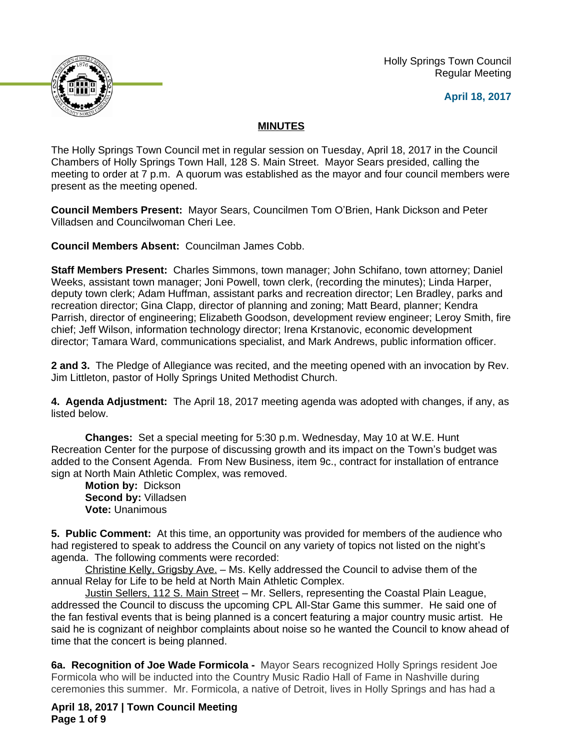Holly Springs Town Council
Regular Meeting

**April 18, 2017**

## MINUTES

The Holly Springs Town Council met in regular session on Tuesday, April 18, 2017 in the Council Chambers of Holly Springs Town Hall, 128 S. Main Street. Mayor Sears presided, calling the meeting to order at 7 p.m. A quorum was established as the mayor and four council members were present as the meeting opened.

**Council Members Present:** Mayor Sears, Councilmen Tom O'Brien, Hank Dickson and Peter Villadsen and Councilwoman Cheri Lee.

**Council Members Absent:** Councilman James Cobb.

**Staff Members Present:** Charles Simmons, town manager; John Schifano, town attorney; Daniel Weeks, assistant town manager; Joni Powell, town clerk, (recording the minutes); Linda Harper, deputy town clerk; Adam Huffman, assistant parks and recreation director; Len Bradley, parks and recreation director; Gina Clapp, director of planning and zoning; Matt Beard, planner; Kendra Parrish, director of engineering; Elizabeth Goodson, development review engineer; Leroy Smith, fire chief; Jeff Wilson, information technology director; Irena Krstanovic, economic development director; Tamara Ward, communications specialist, and Mark Andrews, public information officer.

**2 and 3.** The Pledge of Allegiance was recited, and the meeting opened with an invocation by Rev. Jim Littleton, pastor of Holly Springs United Methodist Church.

**4. Agenda Adjustment:** The April 18, 2017 meeting agenda was adopted with changes, if any, as listed below.

**Changes:** Set a special meeting for 5:30 p.m. Wednesday, May 10 at W.E. Hunt Recreation Center for the purpose of discussing growth and its impact on the Town's budget was added to the Consent Agenda. From New Business, item 9c., contract for installation of entrance sign at North Main Athletic Complex, was removed.

**Motion by:** Dickson
**Second by:** Villadsen
**Vote:** Unanimous

**5. Public Comment:** At this time, an opportunity was provided for members of the audience who had registered to speak to address the Council on any variety of topics not listed on the night's agenda. The following comments were recorded:

Christine Kelly, Grigsby Ave. – Ms. Kelly addressed the Council to advise them of the annual Relay for Life to be held at North Main Athletic Complex.

Justin Sellers, 112 S. Main Street – Mr. Sellers, representing the Coastal Plain League, addressed the Council to discuss the upcoming CPL All-Star Game this summer. He said one of the fan festival events that is being planned is a concert featuring a major country music artist. He said he is cognizant of neighbor complaints about noise so he wanted the Council to know ahead of time that the concert is being planned.

**6a. Recognition of Joe Wade Formicola -** Mayor Sears recognized Holly Springs resident Joe Formicola who will be inducted into the Country Music Radio Hall of Fame in Nashville during ceremonies this summer. Mr. Formicola, a native of Detroit, lives in Holly Springs and has had a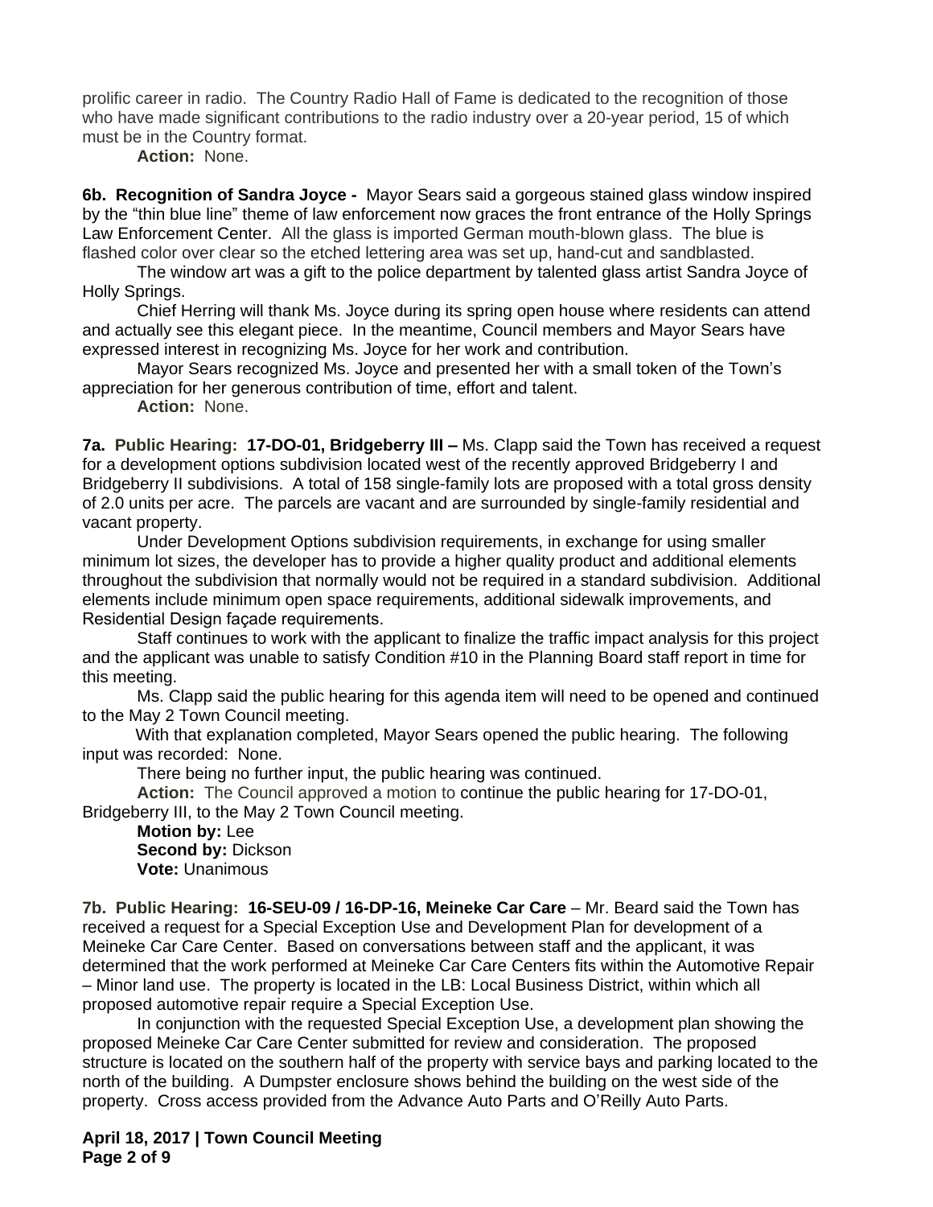prolific career in radio. The Country Radio Hall of Fame is dedicated to the recognition of those who have made significant contributions to the radio industry over a 20-year period, 15 of which must be in the Country format.

**Action:** None.

**6b. Recognition of Sandra Joyce -** Mayor Sears said a gorgeous stained glass window inspired by the "thin blue line" theme of law enforcement now graces the front entrance of the Holly Springs Law Enforcement Center. All the glass is imported German mouth-blown glass. The blue is flashed color over clear so the etched lettering area was set up, hand-cut and sandblasted.

The window art was a gift to the police department by talented glass artist Sandra Joyce of Holly Springs.

Chief Herring will thank Ms. Joyce during its spring open house where residents can attend and actually see this elegant piece. In the meantime, Council members and Mayor Sears have expressed interest in recognizing Ms. Joyce for her work and contribution.

Mayor Sears recognized Ms. Joyce and presented her with a small token of the Town's appreciation for her generous contribution of time, effort and talent.

**Action:** None.

**7a. Public Hearing: 17-DO-01, Bridgeberry III –** Ms. Clapp said the Town has received a request for a development options subdivision located west of the recently approved Bridgeberry I and Bridgeberry II subdivisions. A total of 158 single-family lots are proposed with a total gross density of 2.0 units per acre. The parcels are vacant and are surrounded by single-family residential and vacant property.

Under Development Options subdivision requirements, in exchange for using smaller minimum lot sizes, the developer has to provide a higher quality product and additional elements throughout the subdivision that normally would not be required in a standard subdivision. Additional elements include minimum open space requirements, additional sidewalk improvements, and Residential Design façade requirements.

Staff continues to work with the applicant to finalize the traffic impact analysis for this project and the applicant was unable to satisfy Condition #10 in the Planning Board staff report in time for this meeting.

Ms. Clapp said the public hearing for this agenda item will need to be opened and continued to the May 2 Town Council meeting.

With that explanation completed, Mayor Sears opened the public hearing. The following input was recorded: None.

There being no further input, the public hearing was continued.

**Action:** The Council approved a motion to continue the public hearing for 17-DO-01, Bridgeberry III, to the May 2 Town Council meeting.

**Motion by:** Lee
**Second by:** Dickson
**Vote:** Unanimous

**7b. Public Hearing: 16-SEU-09 / 16-DP-16, Meineke Car Care** – Mr. Beard said the Town has received a request for a Special Exception Use and Development Plan for development of a Meineke Car Care Center. Based on conversations between staff and the applicant, it was determined that the work performed at Meineke Car Care Centers fits within the Automotive Repair – Minor land use. The property is located in the LB: Local Business District, within which all proposed automotive repair require a Special Exception Use.

In conjunction with the requested Special Exception Use, a development plan showing the proposed Meineke Car Care Center submitted for review and consideration. The proposed structure is located on the southern half of the property with service bays and parking located to the north of the building. A Dumpster enclosure shows behind the building on the west side of the property. Cross access provided from the Advance Auto Parts and O'Reilly Auto Parts.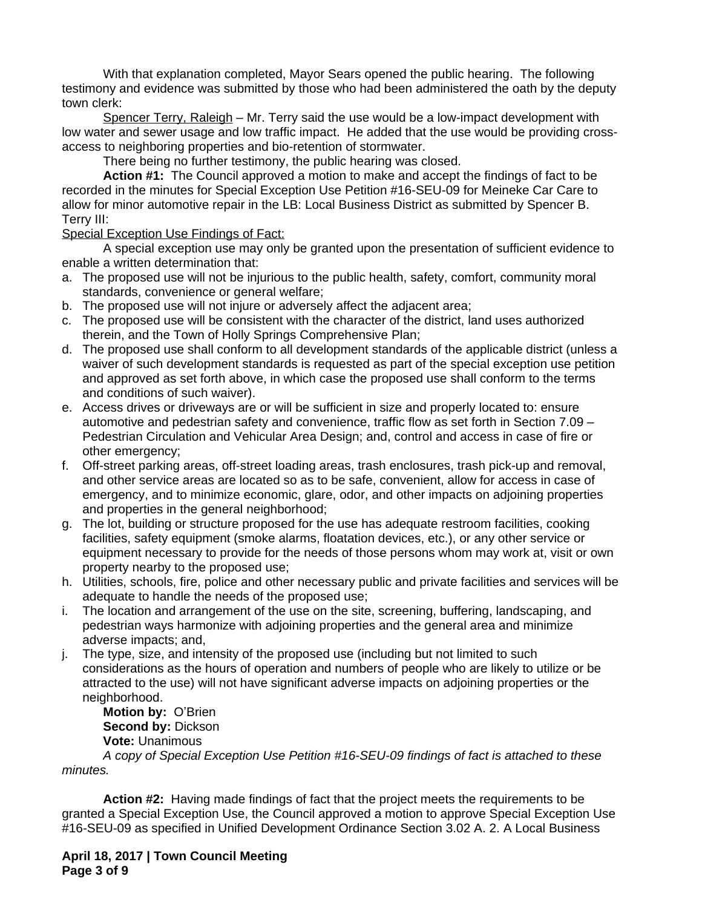With that explanation completed, Mayor Sears opened the public hearing. The following testimony and evidence was submitted by those who had been administered the oath by the deputy town clerk:

Spencer Terry, Raleigh – Mr. Terry said the use would be a low-impact development with low water and sewer usage and low traffic impact. He added that the use would be providing cross-access to neighboring properties and bio-retention of stormwater.

There being no further testimony, the public hearing was closed.

**Action #1:** The Council approved a motion to make and accept the findings of fact to be recorded in the minutes for Special Exception Use Petition #16-SEU-09 for Meineke Car Care to allow for minor automotive repair in the LB: Local Business District as submitted by Spencer B. Terry III:

Special Exception Use Findings of Fact:

A special exception use may only be granted upon the presentation of sufficient evidence to enable a written determination that:

a. The proposed use will not be injurious to the public health, safety, comfort, community moral standards, convenience or general welfare;
b. The proposed use will not injure or adversely affect the adjacent area;
c. The proposed use will be consistent with the character of the district, land uses authorized therein, and the Town of Holly Springs Comprehensive Plan;
d. The proposed use shall conform to all development standards of the applicable district (unless a waiver of such development standards is requested as part of the special exception use petition and approved as set forth above, in which case the proposed use shall conform to the terms and conditions of such waiver).
e. Access drives or driveways are or will be sufficient in size and properly located to: ensure automotive and pedestrian safety and convenience, traffic flow as set forth in Section 7.09 – Pedestrian Circulation and Vehicular Area Design; and, control and access in case of fire or other emergency;
f. Off-street parking areas, off-street loading areas, trash enclosures, trash pick-up and removal, and other service areas are located so as to be safe, convenient, allow for access in case of emergency, and to minimize economic, glare, odor, and other impacts on adjoining properties and properties in the general neighborhood;
g. The lot, building or structure proposed for the use has adequate restroom facilities, cooking facilities, safety equipment (smoke alarms, floatation devices, etc.), or any other service or equipment necessary to provide for the needs of those persons whom may work at, visit or own property nearby to the proposed use;
h. Utilities, schools, fire, police and other necessary public and private facilities and services will be adequate to handle the needs of the proposed use;
i. The location and arrangement of the use on the site, screening, buffering, landscaping, and pedestrian ways harmonize with adjoining properties and the general area and minimize adverse impacts; and,
j. The type, size, and intensity of the proposed use (including but not limited to such considerations as the hours of operation and numbers of people who are likely to utilize or be attracted to the use) will not have significant adverse impacts on adjoining properties or the neighborhood.

**Motion by:** O'Brien
**Second by:** Dickson
**Vote:** Unanimous

*A copy of Special Exception Use Petition #16-SEU-09 findings of fact is attached to these minutes.*

**Action #2:** Having made findings of fact that the project meets the requirements to be granted a Special Exception Use, the Council approved a motion to approve Special Exception Use #16-SEU-09 as specified in Unified Development Ordinance Section 3.02 A. 2. A Local Business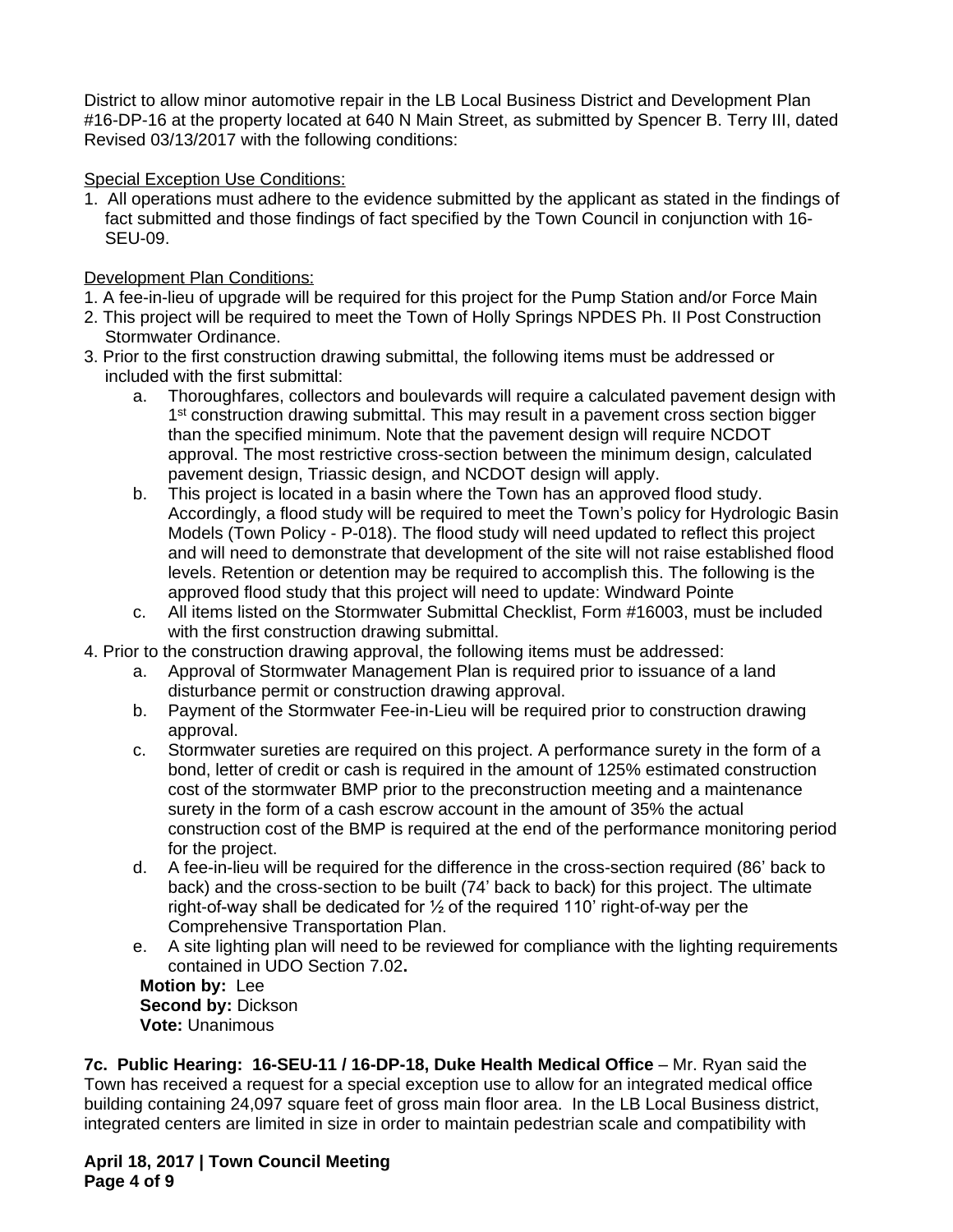District to allow minor automotive repair in the LB Local Business District and Development Plan #16-DP-16 at the property located at 640 N Main Street, as submitted by Spencer B. Terry III, dated Revised 03/13/2017 with the following conditions:

Special Exception Use Conditions:

1. All operations must adhere to the evidence submitted by the applicant as stated in the findings of fact submitted and those findings of fact specified by the Town Council in conjunction with 16-SEU-09.

Development Plan Conditions:

1. A fee-in-lieu of upgrade will be required for this project for the Pump Station and/or Force Main
2. This project will be required to meet the Town of Holly Springs NPDES Ph. II Post Construction Stormwater Ordinance.
3. Prior to the first construction drawing submittal, the following items must be addressed or included with the first submittal:
    a. Thoroughfares, collectors and boulevards will require a calculated pavement design with 1st construction drawing submittal. This may result in a pavement cross section bigger than the specified minimum. Note that the pavement design will require NCDOT approval. The most restrictive cross-section between the minimum design, calculated pavement design, Triassic design, and NCDOT design will apply.
    b. This project is located in a basin where the Town has an approved flood study. Accordingly, a flood study will be required to meet the Town's policy for Hydrologic Basin Models (Town Policy - P-018). The flood study will need updated to reflect this project and will need to demonstrate that development of the site will not raise established flood levels. Retention or detention may be required to accomplish this. The following is the approved flood study that this project will need to update: Windward Pointe
    c. All items listed on the Stormwater Submittal Checklist, Form #16003, must be included with the first construction drawing submittal.
4. Prior to the construction drawing approval, the following items must be addressed:
    a. Approval of Stormwater Management Plan is required prior to issuance of a land disturbance permit or construction drawing approval.
    b. Payment of the Stormwater Fee-in-Lieu will be required prior to construction drawing approval.
    c. Stormwater sureties are required on this project. A performance surety in the form of a bond, letter of credit or cash is required in the amount of 125% estimated construction cost of the stormwater BMP prior to the preconstruction meeting and a maintenance surety in the form of a cash escrow account in the amount of 35% the actual construction cost of the BMP is required at the end of the performance monitoring period for the project.
    d. A fee-in-lieu will be required for the difference in the cross-section required (86' back to back) and the cross-section to be built (74' back to back) for this project. The ultimate right-of-way shall be dedicated for ½ of the required 110' right-of-way per the Comprehensive Transportation Plan.
    e. A site lighting plan will need to be reviewed for compliance with the lighting requirements contained in UDO Section 7.02**.**

**Motion by:** Lee
**Second by:** Dickson
**Vote:** Unanimous

**7c. Public Hearing: 16-SEU-11 / 16-DP-18, Duke Health Medical Office** – Mr. Ryan said the Town has received a request for a special exception use to allow for an integrated medical office building containing 24,097 square feet of gross main floor area. In the LB Local Business district, integrated centers are limited in size in order to maintain pedestrian scale and compatibility with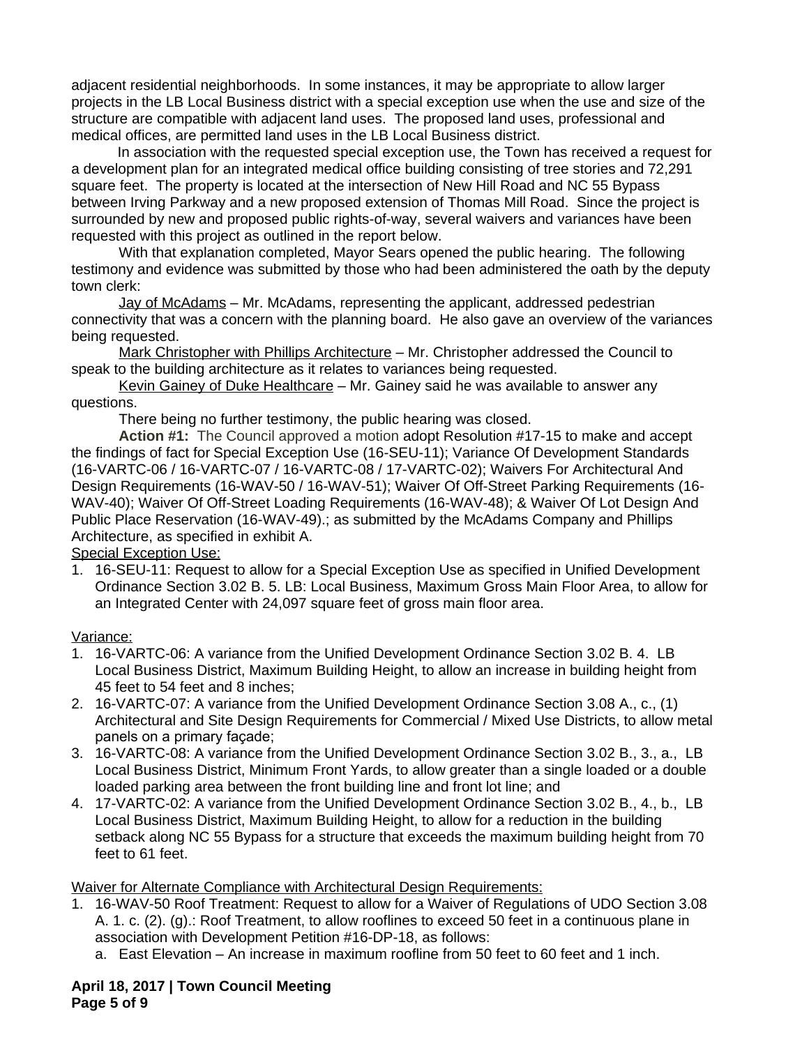adjacent residential neighborhoods. In some instances, it may be appropriate to allow larger projects in the LB Local Business district with a special exception use when the use and size of the structure are compatible with adjacent land uses. The proposed land uses, professional and medical offices, are permitted land uses in the LB Local Business district.

In association with the requested special exception use, the Town has received a request for a development plan for an integrated medical office building consisting of tree stories and 72,291 square feet. The property is located at the intersection of New Hill Road and NC 55 Bypass between Irving Parkway and a new proposed extension of Thomas Mill Road. Since the project is surrounded by new and proposed public rights-of-way, several waivers and variances have been requested with this project as outlined in the report below.

With that explanation completed, Mayor Sears opened the public hearing. The following testimony and evidence was submitted by those who had been administered the oath by the deputy town clerk:

Jay of McAdams – Mr. McAdams, representing the applicant, addressed pedestrian connectivity that was a concern with the planning board. He also gave an overview of the variances being requested.

Mark Christopher with Phillips Architecture – Mr. Christopher addressed the Council to speak to the building architecture as it relates to variances being requested.

Kevin Gainey of Duke Healthcare – Mr. Gainey said he was available to answer any questions.

There being no further testimony, the public hearing was closed.

**Action #1:** The Council approved a motion adopt Resolution #17-15 to make and accept the findings of fact for Special Exception Use (16-SEU-11); Variance Of Development Standards (16-VARTC-06 / 16-VARTC-07 / 16-VARTC-08 / 17-VARTC-02); Waivers For Architectural And Design Requirements (16-WAV-50 / 16-WAV-51); Waiver Of Off-Street Parking Requirements (16-WAV-40); Waiver Of Off-Street Loading Requirements (16-WAV-48); & Waiver Of Lot Design And Public Place Reservation (16-WAV-49).; as submitted by the McAdams Company and Phillips Architecture, as specified in exhibit A.

Special Exception Use:

1. 16-SEU-11: Request to allow for a Special Exception Use as specified in Unified Development Ordinance Section 3.02 B. 5. LB: Local Business, Maximum Gross Main Floor Area, to allow for an Integrated Center with 24,097 square feet of gross main floor area.

Variance:

1. 16-VARTC-06: A variance from the Unified Development Ordinance Section 3.02 B. 4. LB Local Business District, Maximum Building Height, to allow an increase in building height from 45 feet to 54 feet and 8 inches;
2. 16-VARTC-07: A variance from the Unified Development Ordinance Section 3.08 A., c., (1) Architectural and Site Design Requirements for Commercial / Mixed Use Districts, to allow metal panels on a primary façade;
3. 16-VARTC-08: A variance from the Unified Development Ordinance Section 3.02 B., 3., a., LB Local Business District, Minimum Front Yards, to allow greater than a single loaded or a double loaded parking area between the front building line and front lot line; and
4. 17-VARTC-02: A variance from the Unified Development Ordinance Section 3.02 B., 4., b., LB Local Business District, Maximum Building Height, to allow for a reduction in the building setback along NC 55 Bypass for a structure that exceeds the maximum building height from 70 feet to 61 feet.

Waiver for Alternate Compliance with Architectural Design Requirements:

1. 16-WAV-50 Roof Treatment: Request to allow for a Waiver of Regulations of UDO Section 3.08 A. 1. c. (2). (g).: Roof Treatment, to allow rooflines to exceed 50 feet in a continuous plane in association with Development Petition #16-DP-18, as follows:
   a. East Elevation – An increase in maximum roofline from 50 feet to 60 feet and 1 inch.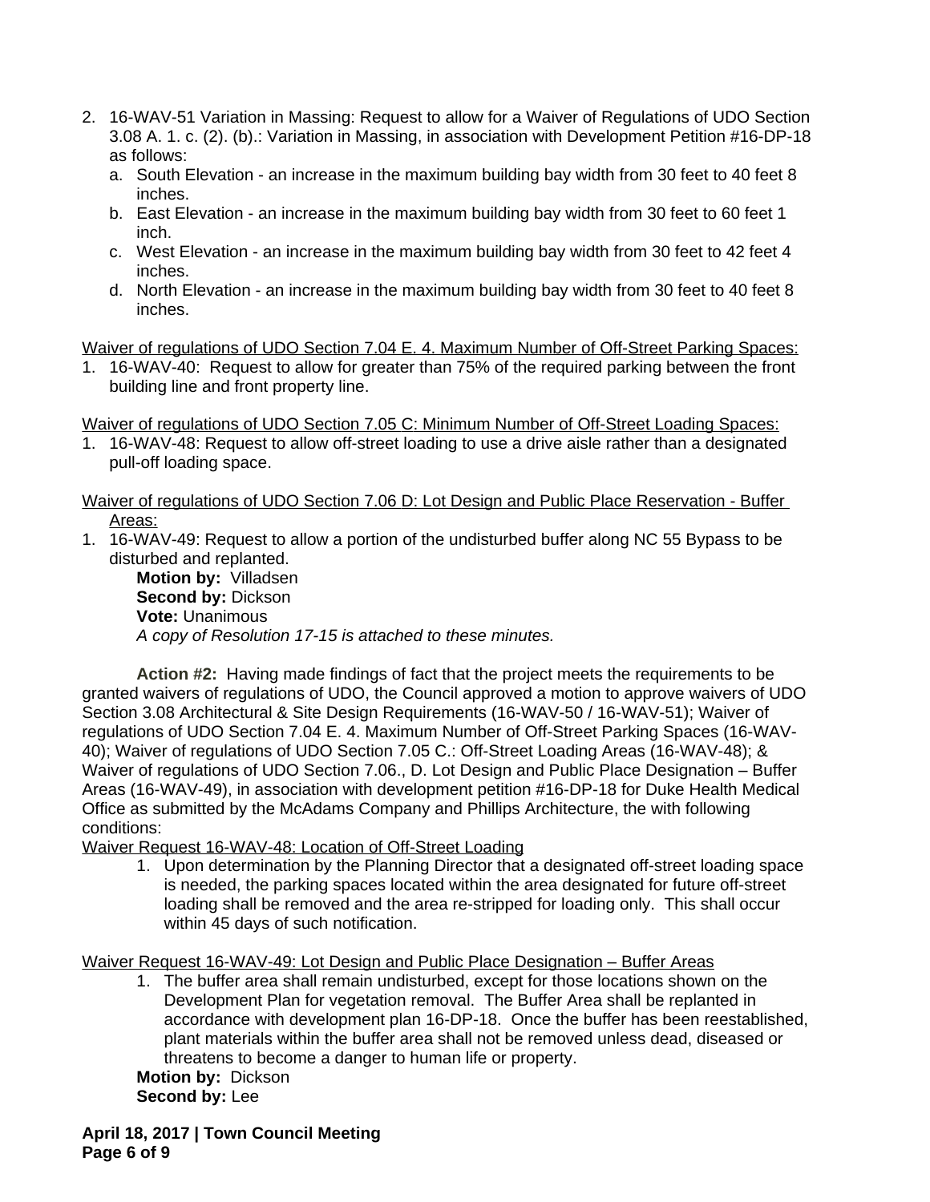2. 16-WAV-51 Variation in Massing: Request to allow for a Waiver of Regulations of UDO Section 3.08 A. 1. c. (2). (b).: Variation in Massing, in association with Development Petition #16-DP-18 as follows:
   a. South Elevation - an increase in the maximum building bay width from 30 feet to 40 feet 8 inches.
   b. East Elevation - an increase in the maximum building bay width from 30 feet to 60 feet 1 inch.
   c. West Elevation - an increase in the maximum building bay width from 30 feet to 42 feet 4 inches.
   d. North Elevation - an increase in the maximum building bay width from 30 feet to 40 feet 8 inches.

<u>Waiver of regulations of UDO Section 7.04 E. 4. Maximum Number of Off-Street Parking Spaces:</u>

1. 16-WAV-40: Request to allow for greater than 75% of the required parking between the front building line and front property line.

<u>Waiver of regulations of UDO Section 7.05 C: Minimum Number of Off-Street Loading Spaces:</u>

1. 16-WAV-48: Request to allow off-street loading to use a drive aisle rather than a designated pull-off loading space.

<u>Waiver of regulations of UDO Section 7.06 D: Lot Design and Public Place Reservation - Buffer Areas:</u>

1. 16-WAV-49: Request to allow a portion of the undisturbed buffer along NC 55 Bypass to be disturbed and replanted.

   **Motion by:** Villadsen
   **Second by:** Dickson
   **Vote:** Unanimous
   *A copy of Resolution 17-15 is attached to these minutes.*

**Action #2:** Having made findings of fact that the project meets the requirements to be granted waivers of regulations of UDO, the Council approved a motion to approve waivers of UDO Section 3.08 Architectural & Site Design Requirements (16-WAV-50 / 16-WAV-51); Waiver of regulations of UDO Section 7.04 E. 4. Maximum Number of Off-Street Parking Spaces (16-WAV-40); Waiver of regulations of UDO Section 7.05 C.: Off-Street Loading Areas (16-WAV-48); & Waiver of regulations of UDO Section 7.06., D. Lot Design and Public Place Designation – Buffer Areas (16-WAV-49), in association with development petition #16-DP-18 for Duke Health Medical Office as submitted by the McAdams Company and Phillips Architecture, the with following conditions:

<u>Waiver Request 16-WAV-48: Location of Off-Street Loading</u>

1. Upon determination by the Planning Director that a designated off-street loading space is needed, the parking spaces located within the area designated for future off-street loading shall be removed and the area re-stripped for loading only. This shall occur within 45 days of such notification.

<u>Waiver Request 16-WAV-49: Lot Design and Public Place Designation – Buffer Areas</u>

1. The buffer area shall remain undisturbed, except for those locations shown on the Development Plan for vegetation removal. The Buffer Area shall be replanted in accordance with development plan 16-DP-18. Once the buffer has been reestablished, plant materials within the buffer area shall not be removed unless dead, diseased or threatens to become a danger to human life or property.

**Motion by:** Dickson
**Second by:** Lee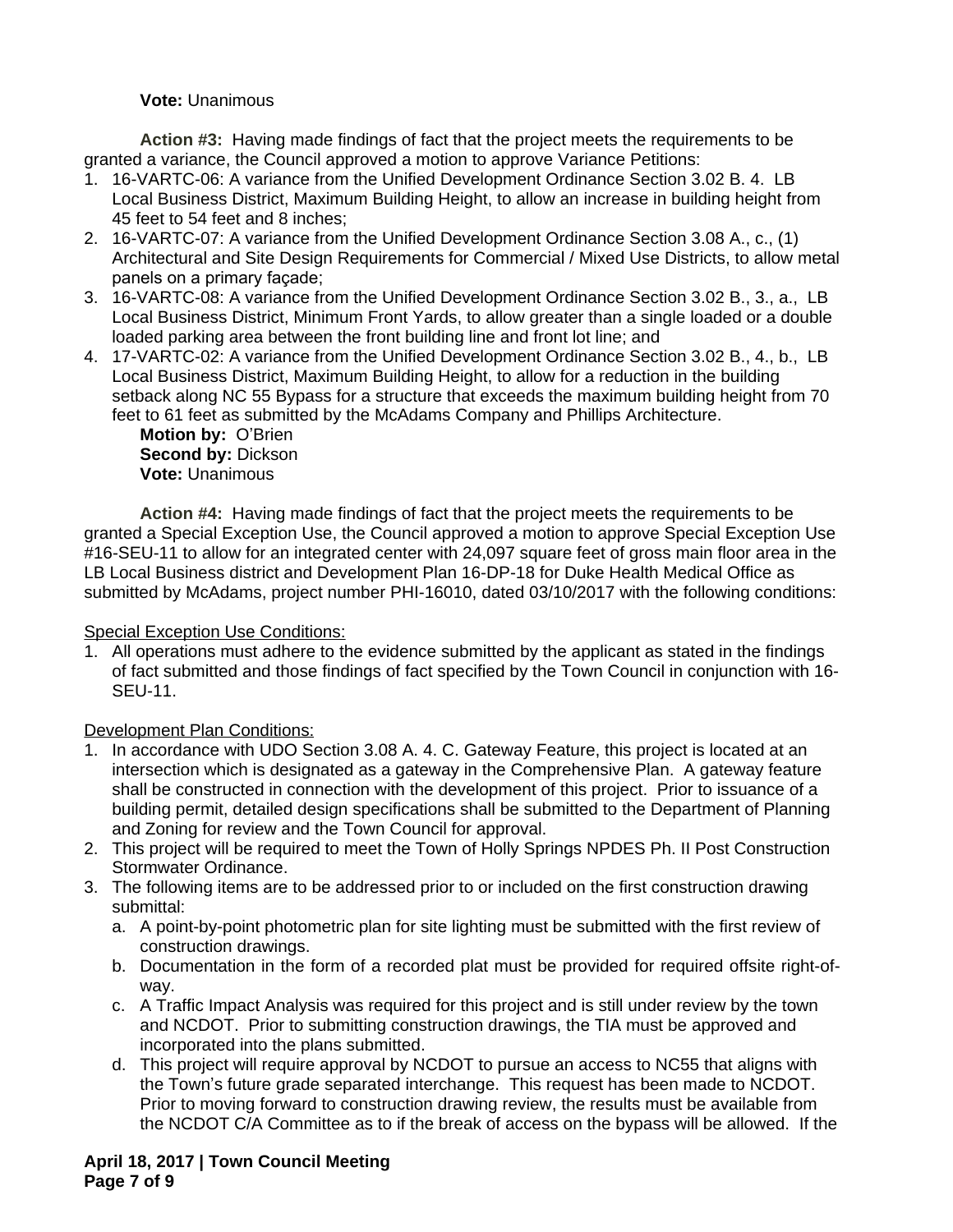**Vote:** Unanimous

**Action #3:** Having made findings of fact that the project meets the requirements to be granted a variance, the Council approved a motion to approve Variance Petitions:

1. 16-VARTC-06: A variance from the Unified Development Ordinance Section 3.02 B. 4. LB Local Business District, Maximum Building Height, to allow an increase in building height from 45 feet to 54 feet and 8 inches;
2. 16-VARTC-07: A variance from the Unified Development Ordinance Section 3.08 A., c., (1) Architectural and Site Design Requirements for Commercial / Mixed Use Districts, to allow metal panels on a primary façade;
3. 16-VARTC-08: A variance from the Unified Development Ordinance Section 3.02 B., 3., a., LB Local Business District, Minimum Front Yards, to allow greater than a single loaded or a double loaded parking area between the front building line and front lot line; and
4. 17-VARTC-02: A variance from the Unified Development Ordinance Section 3.02 B., 4., b., LB Local Business District, Maximum Building Height, to allow for a reduction in the building setback along NC 55 Bypass for a structure that exceeds the maximum building height from 70 feet to 61 feet as submitted by the McAdams Company and Phillips Architecture.

**Motion by:** O'Brien
**Second by:** Dickson
**Vote:** Unanimous

**Action #4:** Having made findings of fact that the project meets the requirements to be granted a Special Exception Use, the Council approved a motion to approve Special Exception Use #16-SEU-11 to allow for an integrated center with 24,097 square feet of gross main floor area in the LB Local Business district and Development Plan 16-DP-18 for Duke Health Medical Office as submitted by McAdams, project number PHI-16010, dated 03/10/2017 with the following conditions:

Special Exception Use Conditions:

1. All operations must adhere to the evidence submitted by the applicant as stated in the findings of fact submitted and those findings of fact specified by the Town Council in conjunction with 16-SEU-11.

Development Plan Conditions:

1. In accordance with UDO Section 3.08 A. 4. C. Gateway Feature, this project is located at an intersection which is designated as a gateway in the Comprehensive Plan. A gateway feature shall be constructed in connection with the development of this project. Prior to issuance of a building permit, detailed design specifications shall be submitted to the Department of Planning and Zoning for review and the Town Council for approval.
2. This project will be required to meet the Town of Holly Springs NPDES Ph. II Post Construction Stormwater Ordinance.
3. The following items are to be addressed prior to or included on the first construction drawing submittal:
   a. A point-by-point photometric plan for site lighting must be submitted with the first review of construction drawings.
   b. Documentation in the form of a recorded plat must be provided for required offsite right-of-way.
   c. A Traffic Impact Analysis was required for this project and is still under review by the town and NCDOT. Prior to submitting construction drawings, the TIA must be approved and incorporated into the plans submitted.
   d. This project will require approval by NCDOT to pursue an access to NC55 that aligns with the Town's future grade separated interchange. This request has been made to NCDOT. Prior to moving forward to construction drawing review, the results must be available from the NCDOT C/A Committee as to if the break of access on the bypass will be allowed. If the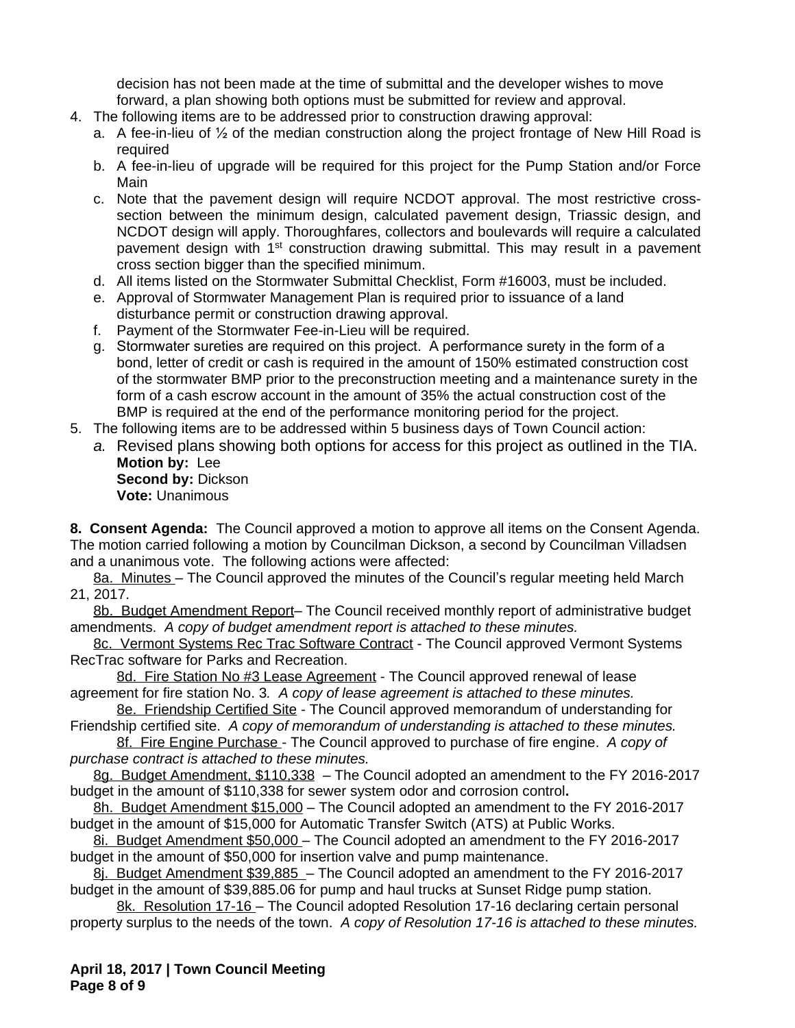decision has not been made at the time of submittal and the developer wishes to move forward, a plan showing both options must be submitted for review and approval.

4. The following items are to be addressed prior to construction drawing approval:
   a. A fee-in-lieu of ½ of the median construction along the project frontage of New Hill Road is required
   b. A fee-in-lieu of upgrade will be required for this project for the Pump Station and/or Force Main
   c. Note that the pavement design will require NCDOT approval. The most restrictive cross-section between the minimum design, calculated pavement design, Triassic design, and NCDOT design will apply. Thoroughfares, collectors and boulevards will require a calculated pavement design with 1st construction drawing submittal. This may result in a pavement cross section bigger than the specified minimum.
   d. All items listed on the Stormwater Submittal Checklist, Form #16003, must be included.
   e. Approval of Stormwater Management Plan is required prior to issuance of a land disturbance permit or construction drawing approval.
   f. Payment of the Stormwater Fee-in-Lieu will be required.
   g. Stormwater sureties are required on this project. A performance surety in the form of a bond, letter of credit or cash is required in the amount of 150% estimated construction cost of the stormwater BMP prior to the preconstruction meeting and a maintenance surety in the form of a cash escrow account in the amount of 35% the actual construction cost of the BMP is required at the end of the performance monitoring period for the project.
5. The following items are to be addressed within 5 business days of Town Council action:
   *a.* Revised plans showing both options for access for this project as outlined in the TIA.
   **Motion by:** Lee
   **Second by:** Dickson
   **Vote:** Unanimous

**8. Consent Agenda:** The Council approved a motion to approve all items on the Consent Agenda. The motion carried following a motion by Councilman Dickson, a second by Councilman Villadsen and a unanimous vote. The following actions were affected:

8a. Minutes – The Council approved the minutes of the Council's regular meeting held March 21, 2017.

8b. Budget Amendment Report– The Council received monthly report of administrative budget amendments. *A copy of budget amendment report is attached to these minutes.*

8c. Vermont Systems Rec Trac Software Contract - The Council approved Vermont Systems RecTrac software for Parks and Recreation.

8d. Fire Station No #3 Lease Agreement - The Council approved renewal of lease agreement for fire station No. 3*. A copy of lease agreement is attached to these minutes.*

8e. Friendship Certified Site - The Council approved memorandum of understanding for Friendship certified site. *A copy of memorandum of understanding is attached to these minutes.*

8f. Fire Engine Purchase - The Council approved to purchase of fire engine. *A copy of purchase contract is attached to these minutes.*

8g. Budget Amendment, $110,338 – The Council adopted an amendment to the FY 2016-2017 budget in the amount of $110,338 for sewer system odor and corrosion control**.**

8h. Budget Amendment $15,000 – The Council adopted an amendment to the FY 2016-2017 budget in the amount of $15,000 for Automatic Transfer Switch (ATS) at Public Works.

8i. Budget Amendment $50,000 – The Council adopted an amendment to the FY 2016-2017 budget in the amount of $50,000 for insertion valve and pump maintenance.

8j. Budget Amendment $39,885 – The Council adopted an amendment to the FY 2016-2017 budget in the amount of $39,885.06 for pump and haul trucks at Sunset Ridge pump station.

8k. Resolution 17-16 – The Council adopted Resolution 17-16 declaring certain personal property surplus to the needs of the town. *A copy of Resolution 17-16 is attached to these minutes.*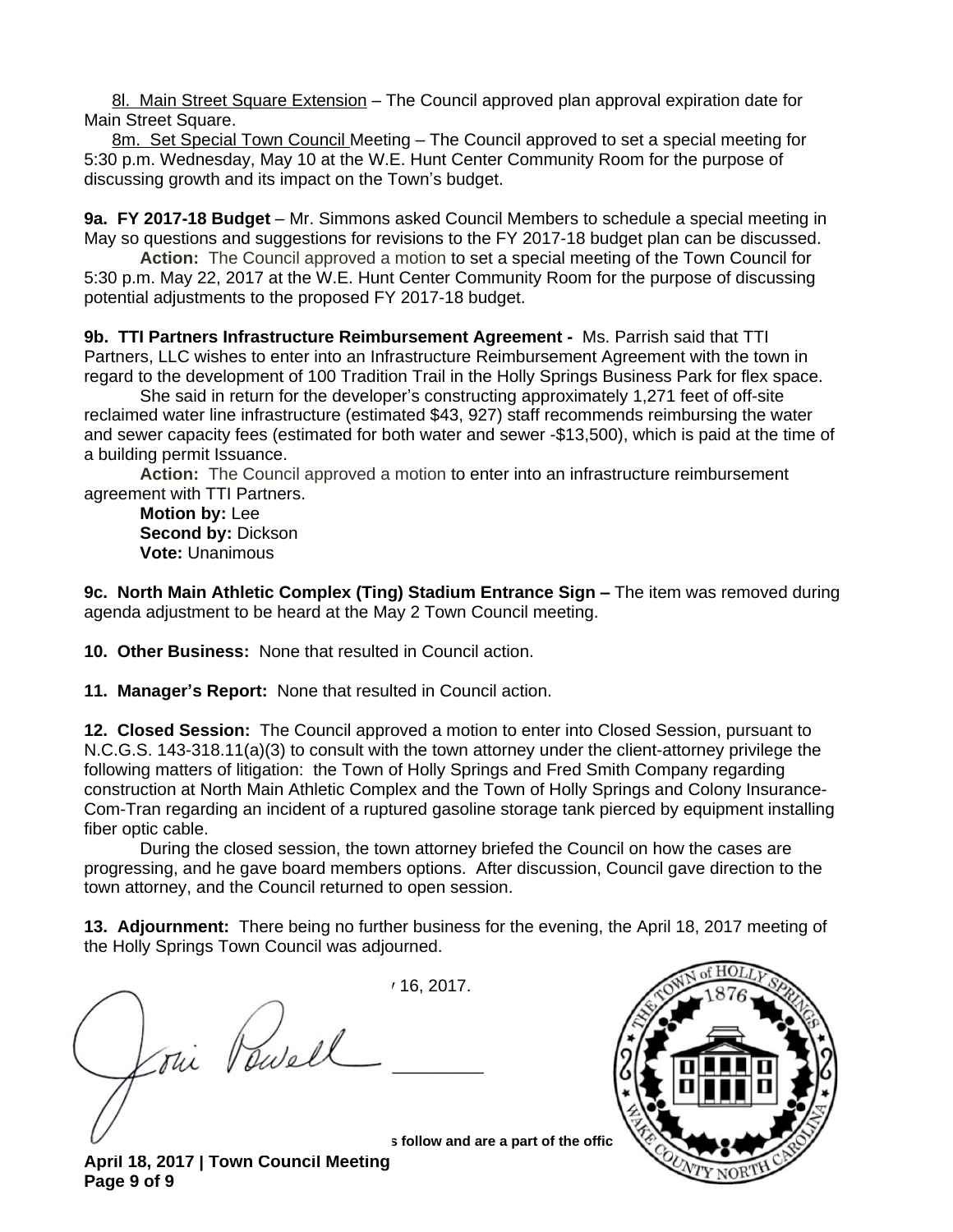8l. Main Street Square Extension – The Council approved plan approval expiration date for Main Street Square.

8m. Set Special Town Council Meeting – The Council approved to set a special meeting for 5:30 p.m. Wednesday, May 10 at the W.E. Hunt Center Community Room for the purpose of discussing growth and its impact on the Town's budget.

**9a. FY 2017-18 Budget** – Mr. Simmons asked Council Members to schedule a special meeting in May so questions and suggestions for revisions to the FY 2017-18 budget plan can be discussed.

**Action:** The Council approved a motion to set a special meeting of the Town Council for 5:30 p.m. May 22, 2017 at the W.E. Hunt Center Community Room for the purpose of discussing potential adjustments to the proposed FY 2017-18 budget.

**9b. TTI Partners Infrastructure Reimbursement Agreement -** Ms. Parrish said that TTI Partners, LLC wishes to enter into an Infrastructure Reimbursement Agreement with the town in regard to the development of 100 Tradition Trail in the Holly Springs Business Park for flex space.

She said in return for the developer's constructing approximately 1,271 feet of off-site reclaimed water line infrastructure (estimated $43, 927) staff recommends reimbursing the water and sewer capacity fees (estimated for both water and sewer -$13,500), which is paid at the time of a building permit Issuance.

**Action:** The Council approved a motion to enter into an infrastructure reimbursement agreement with TTI Partners.

**Motion by:** Lee
**Second by:** Dickson
**Vote:** Unanimous

**9c. North Main Athletic Complex (Ting) Stadium Entrance Sign –** The item was removed during agenda adjustment to be heard at the May 2 Town Council meeting.

**10. Other Business:** None that resulted in Council action.

**11. Manager's Report:** None that resulted in Council action.

**12. Closed Session:** The Council approved a motion to enter into Closed Session, pursuant to N.C.G.S. 143-318.11(a)(3) to consult with the town attorney under the client-attorney privilege the following matters of litigation: the Town of Holly Springs and Fred Smith Company regarding construction at North Main Athletic Complex and the Town of Holly Springs and Colony Insurance-Com-Tran regarding an incident of a ruptured gasoline storage tank pierced by equipment installing fiber optic cable.

During the closed session, the town attorney briefed the Council on how the cases are progressing, and he gave board members options. After discussion, Council gave direction to the town attorney, and the Council returned to open session.

**13. Adjournment:** There being no further business for the evening, the April 18, 2017 meeting of the Holly Springs Town Council was adjourned.

16, 2017.

s follow and are a part of the offic